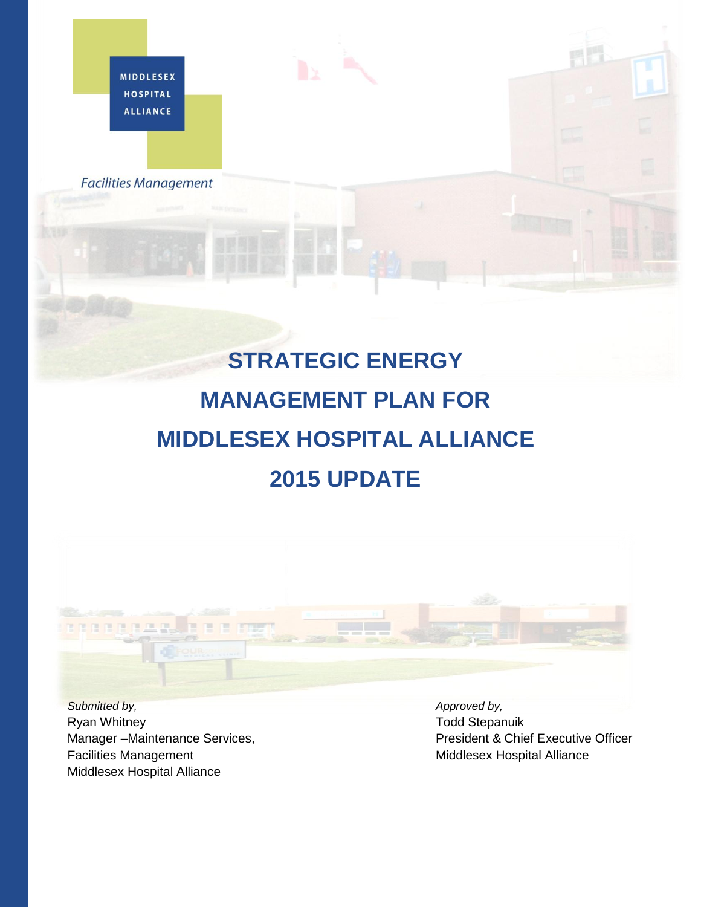MIDDLESEX HOSPITAL ALLIANCE

*Facilities Management*

# STRATEGIC ENERGY MANAGEMENT PLAN FOR MIDDLESEX HOSPITAL ALLIANCE 2015 UPDATE

*Submitted by,*
Ryan Whitney
Manager –Maintenance Services,
Facilities Management
Middlesex Hospital Alliance

*Approved by,*
Todd Stepanuik
President & Chief Executive Officer
Middlesex Hospital Alliance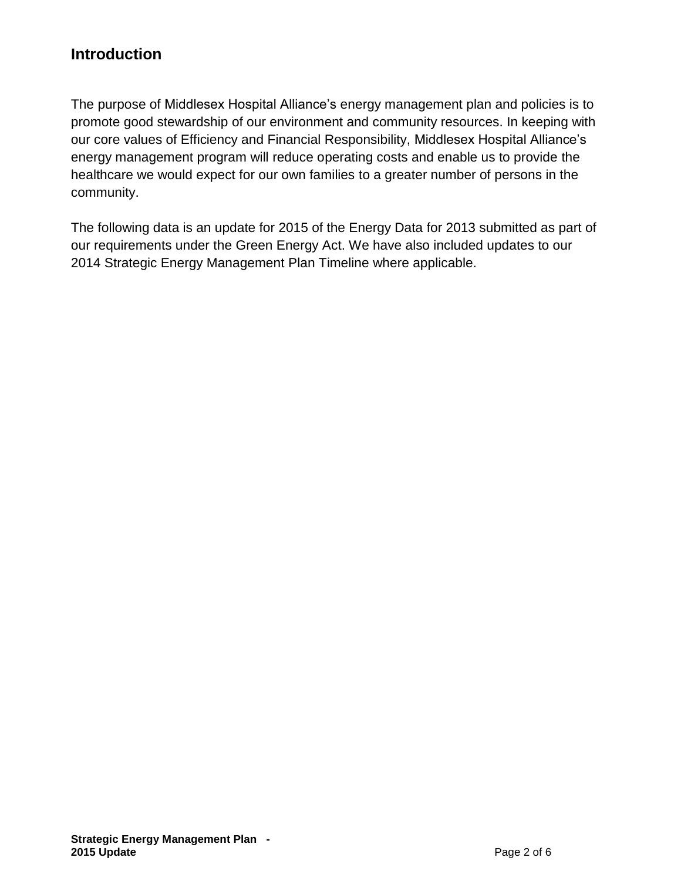## Introduction

The purpose of Middlesex Hospital Alliance's energy management plan and policies is to promote good stewardship of our environment and community resources. In keeping with our core values of Efficiency and Financial Responsibility, Middlesex Hospital Alliance's energy management program will reduce operating costs and enable us to provide the healthcare we would expect for our own families to a greater number of persons in the community.

The following data is an update for 2015 of the Energy Data for 2013 submitted as part of our requirements under the Green Energy Act. We have also included updates to our 2014 Strategic Energy Management Plan Timeline where applicable.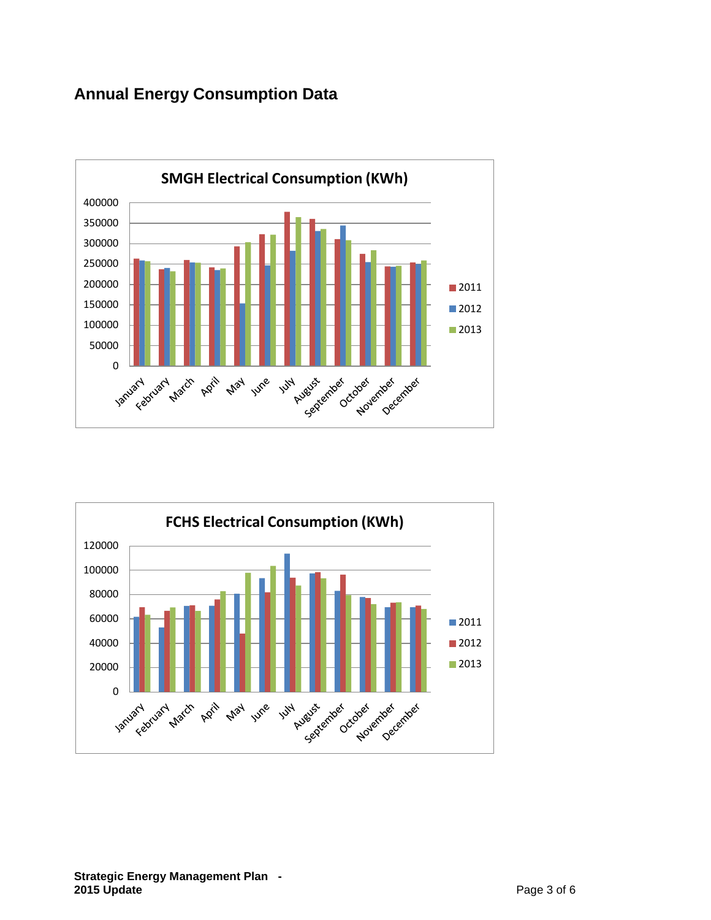## Annual Energy Consumption Data

**SMGH Electrical Consumption (KWh)**

**FCHS Electrical Consumption (KWh)**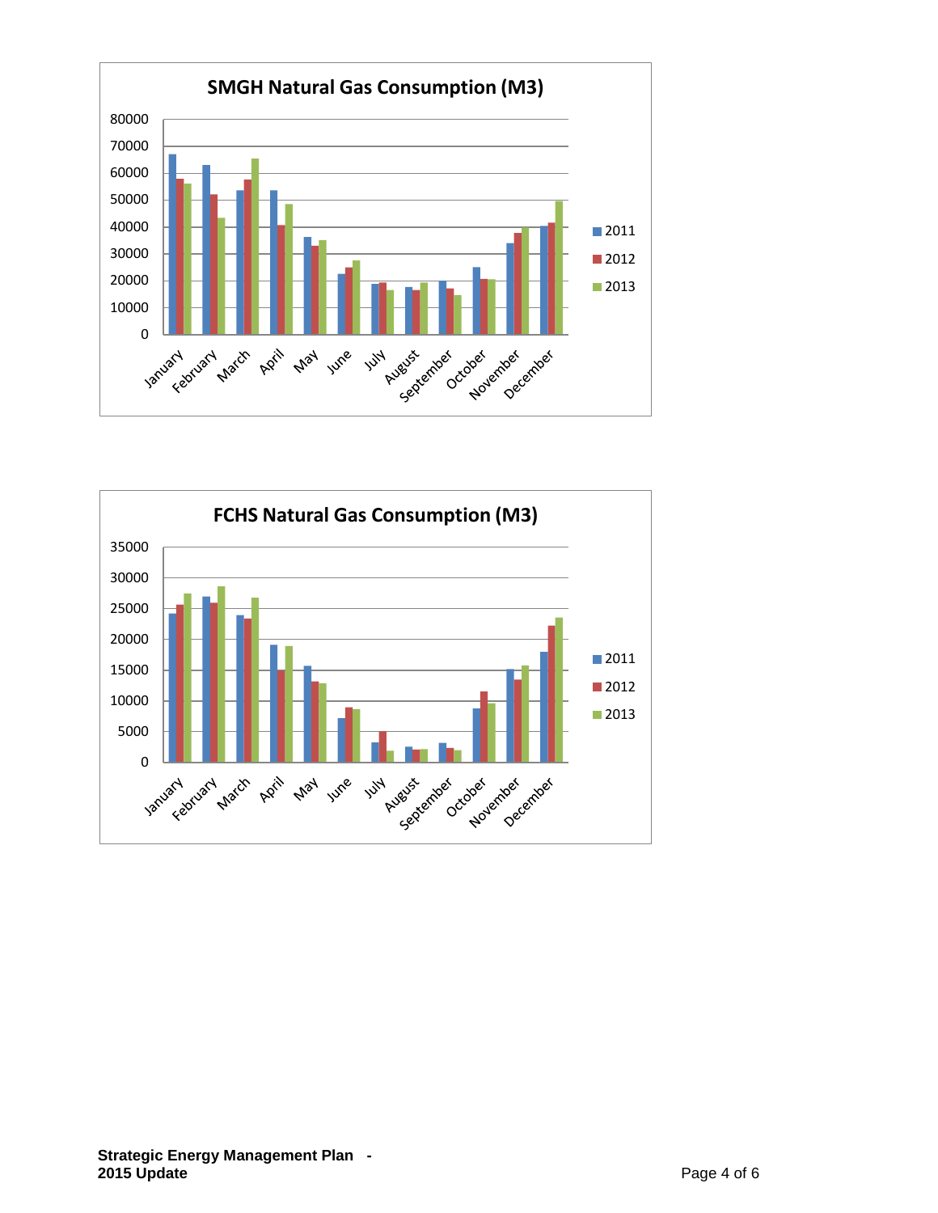## SMGH Natural Gas Consumption (M3)

## FCHS Natural Gas Consumption (M3)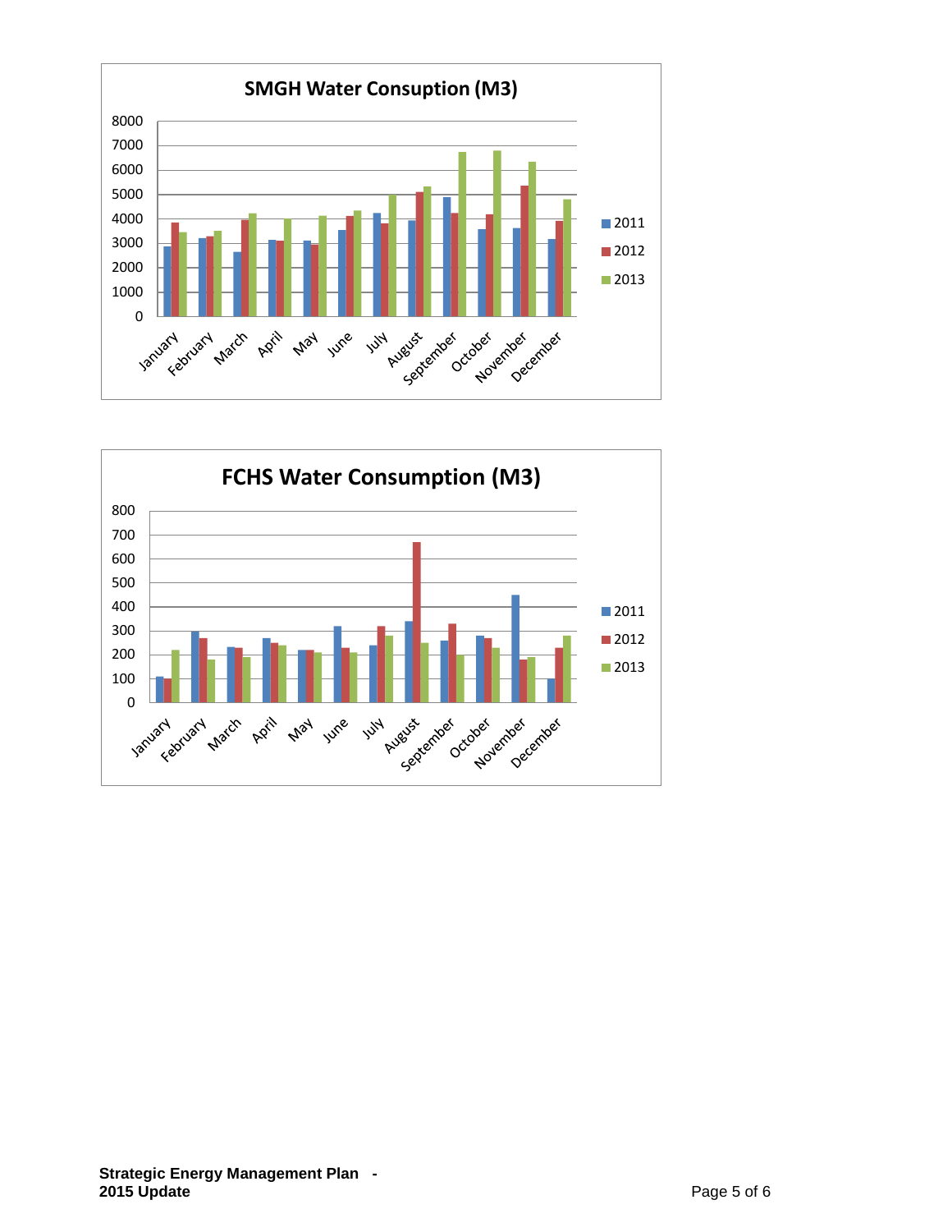**SMGH Water Consuption (M3)**

**FCHS Water Consumption (M3)**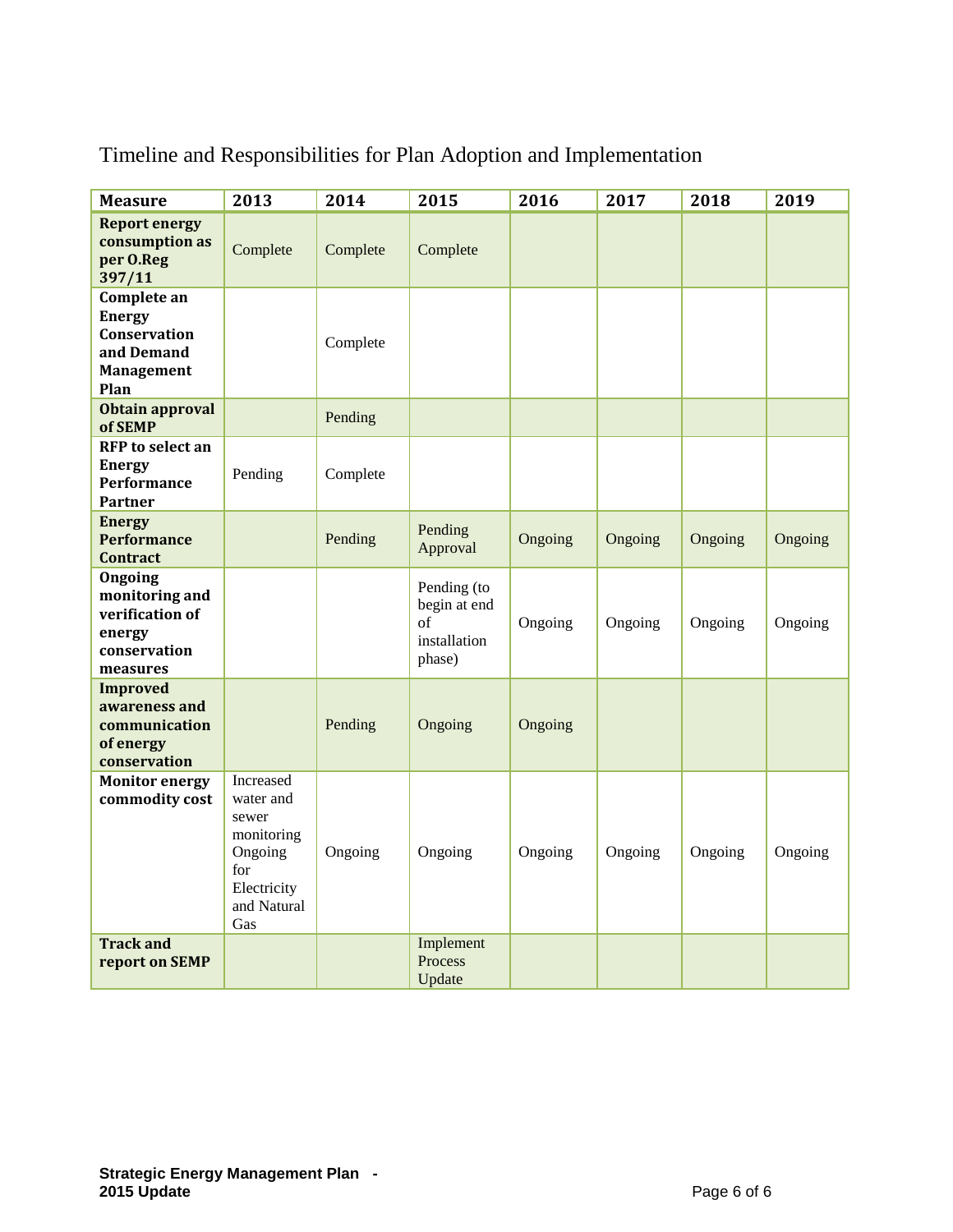# Timeline and Responsibilities for Plan Adoption and Implementation

| Measure | 2013 | 2014 | 2015 | 2016 | 2017 | 2018 | 2019 |
|---|---|---|---|---|---|---|---|
| **Report energy consumption as per O.Reg 397/11** | Complete | Complete | Complete | | | | |
| **Complete an Energy Conservation and Demand Management Plan** | | Complete | | | | | |
| **Obtain approval of SEMP** | | Pending | | | | | |
| **RFP to select an Energy Performance Partner** | Pending | Complete | | | | | |
| **Energy Performance Contract** | | Pending | Pending Approval | Ongoing | Ongoing | Ongoing | Ongoing |
| **Ongoing monitoring and verification of energy conservation measures** | | | Pending (to begin at end of installation phase) | Ongoing | Ongoing | Ongoing | Ongoing |
| **Improved awareness and communication of energy conservation** | | Pending | Ongoing | Ongoing | | | |
| **Monitor energy commodity cost** | Increased water and sewer monitoring Ongoing for Electricity and Natural Gas | Ongoing | Ongoing | Ongoing | Ongoing | Ongoing | Ongoing |
| **Track and report on SEMP** | | | Implement Process Update | | | | |